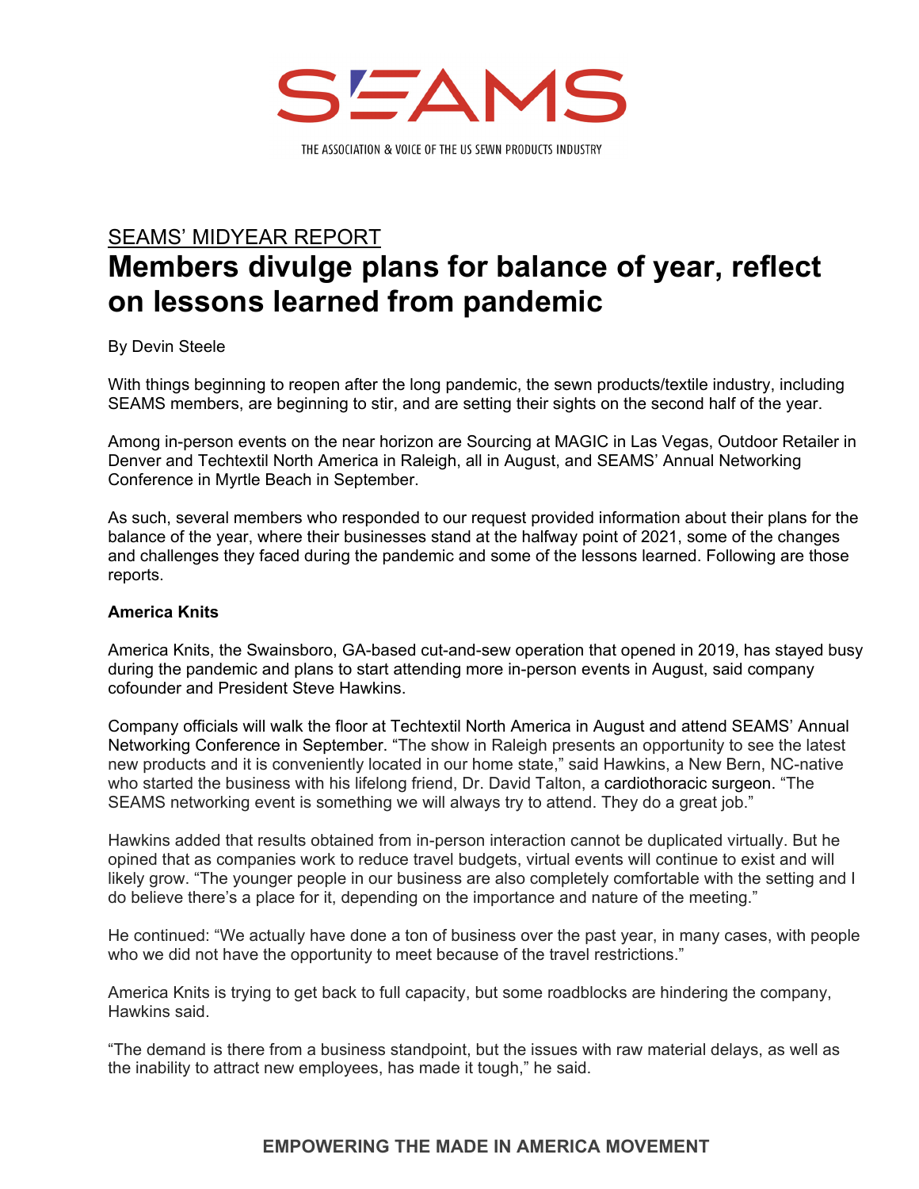SEAMS

THE ASSOCIATION & VOICE OF THE US SEWN PRODUCTS INDUSTRY

SEAMS' MIDYEAR REPORT

# Members divulge plans for balance of year, reflect on lessons learned from pandemic

By Devin Steele

With things beginning to reopen after the long pandemic, the sewn products/textile industry, including SEAMS members, are beginning to stir, and are setting their sights on the second half of the year.

Among in-person events on the near horizon are Sourcing at MAGIC in Las Vegas, Outdoor Retailer in Denver and Techtextil North America in Raleigh, all in August, and SEAMS' Annual Networking Conference in Myrtle Beach in September.

As such, several members who responded to our request provided information about their plans for the balance of the year, where their businesses stand at the halfway point of 2021, some of the changes and challenges they faced during the pandemic and some of the lessons learned. Following are those reports.

**America Knits**

America Knits, the Swainsboro, GA-based cut-and-sew operation that opened in 2019, has stayed busy during the pandemic and plans to start attending more in-person events in August, said company cofounder and President Steve Hawkins.

Company officials will walk the floor at Techtextil North America in August and attend SEAMS' Annual Networking Conference in September. "The show in Raleigh presents an opportunity to see the latest new products and it is conveniently located in our home state," said Hawkins, a New Bern, NC-native who started the business with his lifelong friend, Dr. David Talton, a cardiothoracic surgeon. "The SEAMS networking event is something we will always try to attend. They do a great job."

Hawkins added that results obtained from in-person interaction cannot be duplicated virtually. But he opined that as companies work to reduce travel budgets, virtual events will continue to exist and will likely grow. "The younger people in our business are also completely comfortable with the setting and I do believe there's a place for it, depending on the importance and nature of the meeting."

He continued: "We actually have done a ton of business over the past year, in many cases, with people who we did not have the opportunity to meet because of the travel restrictions."

America Knits is trying to get back to full capacity, but some roadblocks are hindering the company, Hawkins said.

"The demand is there from a business standpoint, but the issues with raw material delays, as well as the inability to attract new employees, has made it tough," he said.

EMPOWERING THE MADE IN AMERICA MOVEMENT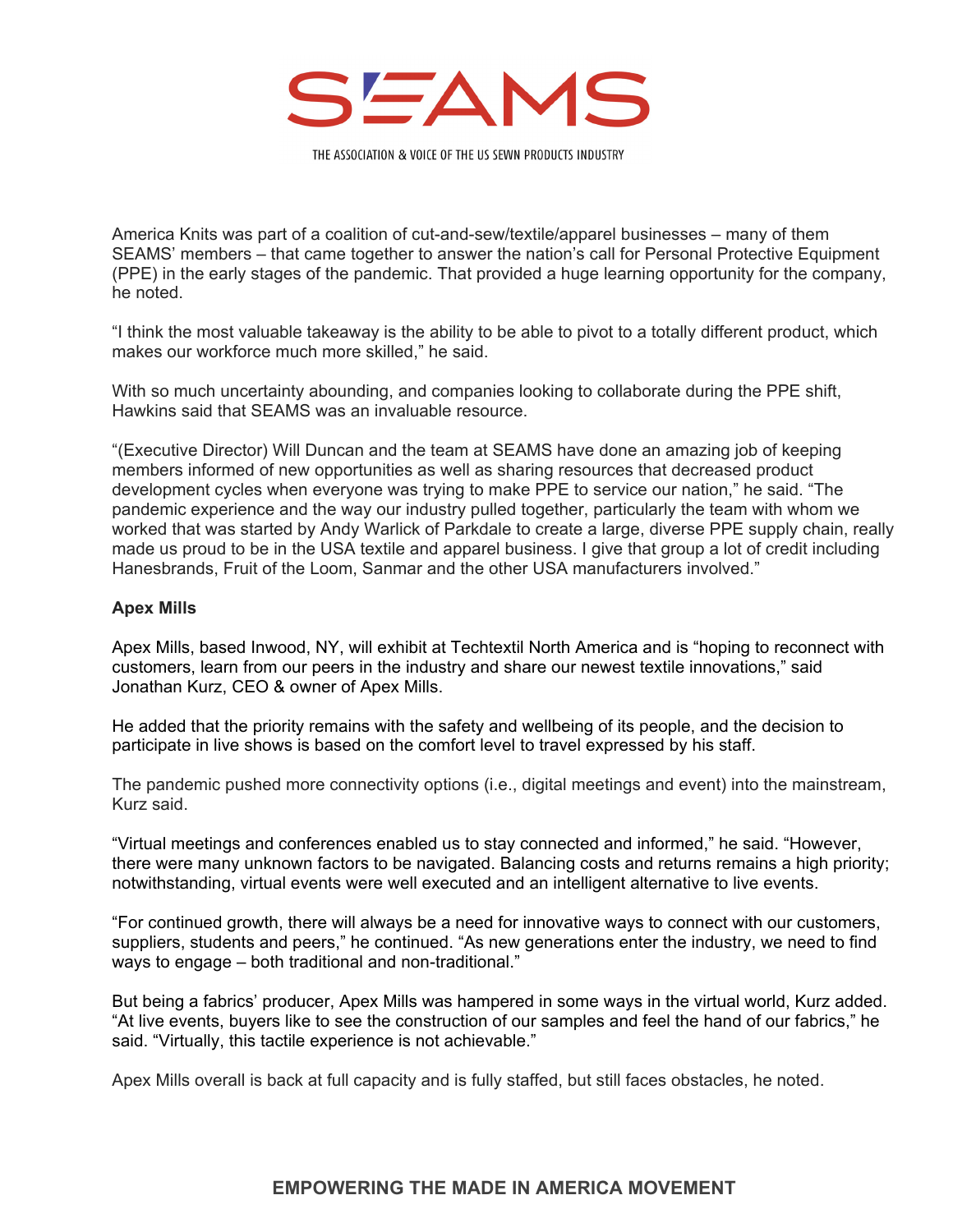America Knits was part of a coalition of cut-and-sew/textile/apparel businesses – many of them SEAMS' members – that came together to answer the nation's call for Personal Protective Equipment (PPE) in the early stages of the pandemic. That provided a huge learning opportunity for the company, he noted.

"I think the most valuable takeaway is the ability to be able to pivot to a totally different product, which makes our workforce much more skilled," he said.

With so much uncertainty abounding, and companies looking to collaborate during the PPE shift, Hawkins said that SEAMS was an invaluable resource.

"(Executive Director) Will Duncan and the team at SEAMS have done an amazing job of keeping members informed of new opportunities as well as sharing resources that decreased product development cycles when everyone was trying to make PPE to service our nation," he said. "The pandemic experience and the way our industry pulled together, particularly the team with whom we worked that was started by Andy Warlick of Parkdale to create a large, diverse PPE supply chain, really made us proud to be in the USA textile and apparel business. I give that group a lot of credit including Hanesbrands, Fruit of the Loom, Sanmar and the other USA manufacturers involved."

**Apex Mills**

Apex Mills, based Inwood, NY, will exhibit at Techtextil North America and is "hoping to reconnect with customers, learn from our peers in the industry and share our newest textile innovations," said Jonathan Kurz, CEO & owner of Apex Mills.

He added that the priority remains with the safety and wellbeing of its people, and the decision to participate in live shows is based on the comfort level to travel expressed by his staff.

The pandemic pushed more connectivity options (i.e., digital meetings and event) into the mainstream, Kurz said.

"Virtual meetings and conferences enabled us to stay connected and informed," he said. "However, there were many unknown factors to be navigated. Balancing costs and returns remains a high priority; notwithstanding, virtual events were well executed and an intelligent alternative to live events.

"For continued growth, there will always be a need for innovative ways to connect with our customers, suppliers, students and peers," he continued. "As new generations enter the industry, we need to find ways to engage – both traditional and non-traditional."

But being a fabrics' producer, Apex Mills was hampered in some ways in the virtual world, Kurz added. "At live events, buyers like to see the construction of our samples and feel the hand of our fabrics," he said. "Virtually, this tactile experience is not achievable."

Apex Mills overall is back at full capacity and is fully staffed, but still faces obstacles, he noted.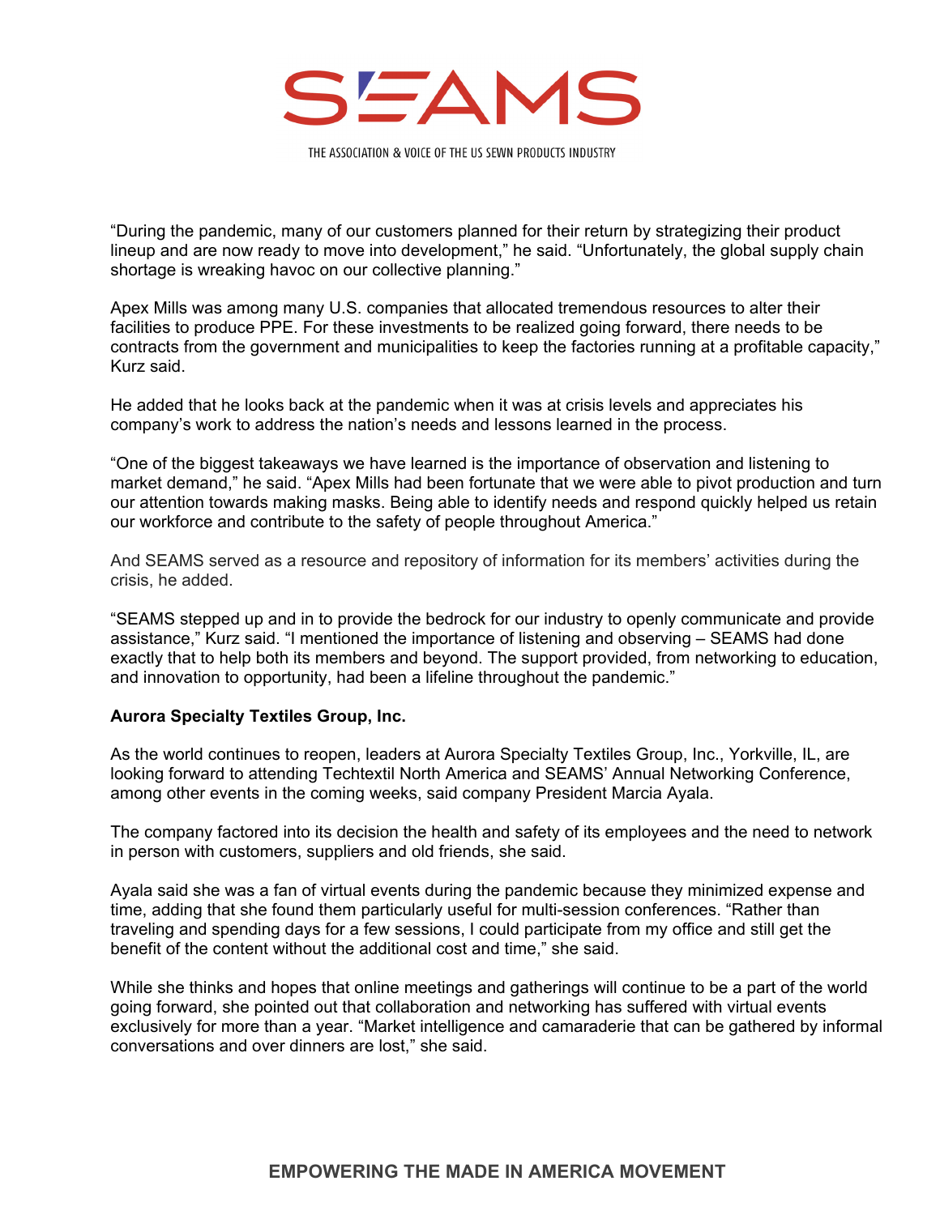"During the pandemic, many of our customers planned for their return by strategizing their product lineup and are now ready to move into development," he said. "Unfortunately, the global supply chain shortage is wreaking havoc on our collective planning."

Apex Mills was among many U.S. companies that allocated tremendous resources to alter their facilities to produce PPE. For these investments to be realized going forward, there needs to be contracts from the government and municipalities to keep the factories running at a profitable capacity," Kurz said.

He added that he looks back at the pandemic when it was at crisis levels and appreciates his company's work to address the nation's needs and lessons learned in the process.

"One of the biggest takeaways we have learned is the importance of observation and listening to market demand," he said. "Apex Mills had been fortunate that we were able to pivot production and turn our attention towards making masks. Being able to identify needs and respond quickly helped us retain our workforce and contribute to the safety of people throughout America."

And SEAMS served as a resource and repository of information for its members' activities during the crisis, he added.

"SEAMS stepped up and in to provide the bedrock for our industry to openly communicate and provide assistance," Kurz said. "I mentioned the importance of listening and observing – SEAMS had done exactly that to help both its members and beyond. The support provided, from networking to education, and innovation to opportunity, had been a lifeline throughout the pandemic."

**Aurora Specialty Textiles Group, Inc.**

As the world continues to reopen, leaders at Aurora Specialty Textiles Group, Inc., Yorkville, IL, are looking forward to attending Techtextil North America and SEAMS' Annual Networking Conference, among other events in the coming weeks, said company President Marcia Ayala.

The company factored into its decision the health and safety of its employees and the need to network in person with customers, suppliers and old friends, she said.

Ayala said she was a fan of virtual events during the pandemic because they minimized expense and time, adding that she found them particularly useful for multi-session conferences. "Rather than traveling and spending days for a few sessions, I could participate from my office and still get the benefit of the content without the additional cost and time," she said.

While she thinks and hopes that online meetings and gatherings will continue to be a part of the world going forward, she pointed out that collaboration and networking has suffered with virtual events exclusively for more than a year. "Market intelligence and camaraderie that can be gathered by informal conversations and over dinners are lost," she said.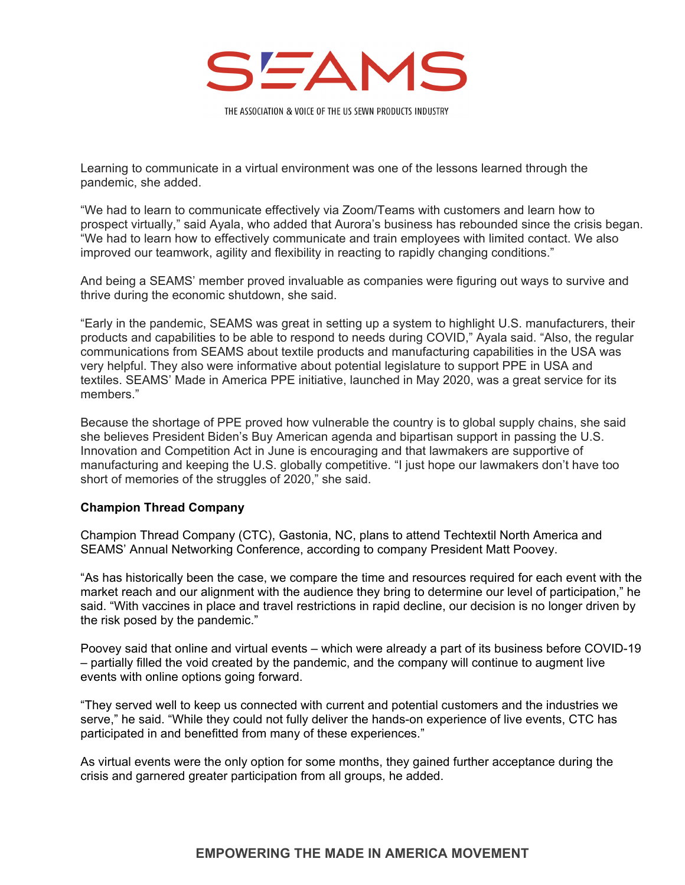Learning to communicate in a virtual environment was one of the lessons learned through the pandemic, she added.

"We had to learn to communicate effectively via Zoom/Teams with customers and learn how to prospect virtually," said Ayala, who added that Aurora's business has rebounded since the crisis began. "We had to learn how to effectively communicate and train employees with limited contact. We also improved our teamwork, agility and flexibility in reacting to rapidly changing conditions."

And being a SEAMS' member proved invaluable as companies were figuring out ways to survive and thrive during the economic shutdown, she said.

"Early in the pandemic, SEAMS was great in setting up a system to highlight U.S. manufacturers, their products and capabilities to be able to respond to needs during COVID," Ayala said. "Also, the regular communications from SEAMS about textile products and manufacturing capabilities in the USA was very helpful. They also were informative about potential legislature to support PPE in USA and textiles. SEAMS' Made in America PPE initiative, launched in May 2020, was a great service for its members."

Because the shortage of PPE proved how vulnerable the country is to global supply chains, she said she believes President Biden's Buy American agenda and bipartisan support in passing the U.S. Innovation and Competition Act in June is encouraging and that lawmakers are supportive of manufacturing and keeping the U.S. globally competitive. "I just hope our lawmakers don't have too short of memories of the struggles of 2020," she said.

**Champion Thread Company**

Champion Thread Company (CTC), Gastonia, NC, plans to attend Techtextil North America and SEAMS' Annual Networking Conference, according to company President Matt Poovey.

"As has historically been the case, we compare the time and resources required for each event with the market reach and our alignment with the audience they bring to determine our level of participation," he said. "With vaccines in place and travel restrictions in rapid decline, our decision is no longer driven by the risk posed by the pandemic."

Poovey said that online and virtual events – which were already a part of its business before COVID-19 – partially filled the void created by the pandemic, and the company will continue to augment live events with online options going forward.

"They served well to keep us connected with current and potential customers and the industries we serve," he said. "While they could not fully deliver the hands-on experience of live events, CTC has participated in and benefitted from many of these experiences."

As virtual events were the only option for some months, they gained further acceptance during the crisis and garnered greater participation from all groups, he added.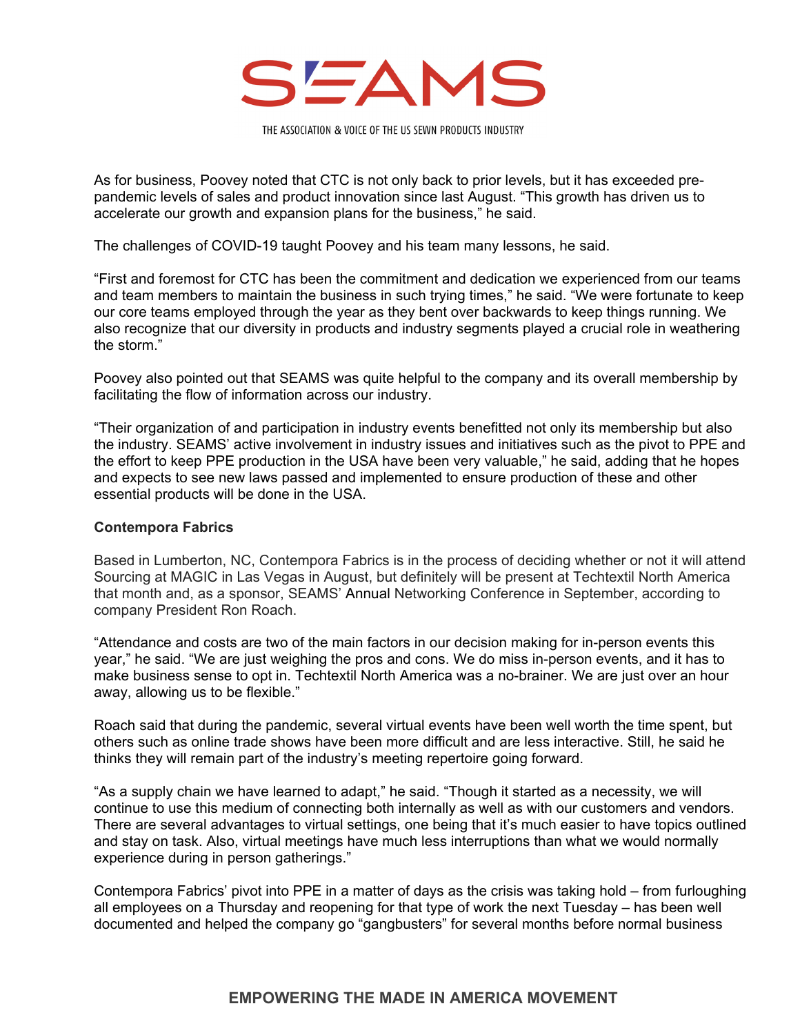As for business, Poovey noted that CTC is not only back to prior levels, but it has exceeded pre-pandemic levels of sales and product innovation since last August. "This growth has driven us to accelerate our growth and expansion plans for the business," he said.

The challenges of COVID-19 taught Poovey and his team many lessons, he said.

"First and foremost for CTC has been the commitment and dedication we experienced from our teams and team members to maintain the business in such trying times," he said. "We were fortunate to keep our core teams employed through the year as they bent over backwards to keep things running. We also recognize that our diversity in products and industry segments played a crucial role in weathering the storm."

Poovey also pointed out that SEAMS was quite helpful to the company and its overall membership by facilitating the flow of information across our industry.

"Their organization of and participation in industry events benefitted not only its membership but also the industry. SEAMS' active involvement in industry issues and initiatives such as the pivot to PPE and the effort to keep PPE production in the USA have been very valuable," he said, adding that he hopes and expects to see new laws passed and implemented to ensure production of these and other essential products will be done in the USA.

**Contempora Fabrics**

Based in Lumberton, NC, Contempora Fabrics is in the process of deciding whether or not it will attend Sourcing at MAGIC in Las Vegas in August, but definitely will be present at Techtextil North America that month and, as a sponsor, SEAMS' Annual Networking Conference in September, according to company President Ron Roach.

"Attendance and costs are two of the main factors in our decision making for in-person events this year," he said. "We are just weighing the pros and cons. We do miss in-person events, and it has to make business sense to opt in. Techtextil North America was a no-brainer. We are just over an hour away, allowing us to be flexible."

Roach said that during the pandemic, several virtual events have been well worth the time spent, but others such as online trade shows have been more difficult and are less interactive. Still, he said he thinks they will remain part of the industry's meeting repertoire going forward.

"As a supply chain we have learned to adapt," he said. "Though it started as a necessity, we will continue to use this medium of connecting both internally as well as with our customers and vendors. There are several advantages to virtual settings, one being that it's much easier to have topics outlined and stay on task. Also, virtual meetings have much less interruptions than what we would normally experience during in person gatherings."

Contempora Fabrics' pivot into PPE in a matter of days as the crisis was taking hold – from furloughing all employees on a Thursday and reopening for that type of work the next Tuesday – has been well documented and helped the company go "gangbusters" for several months before normal business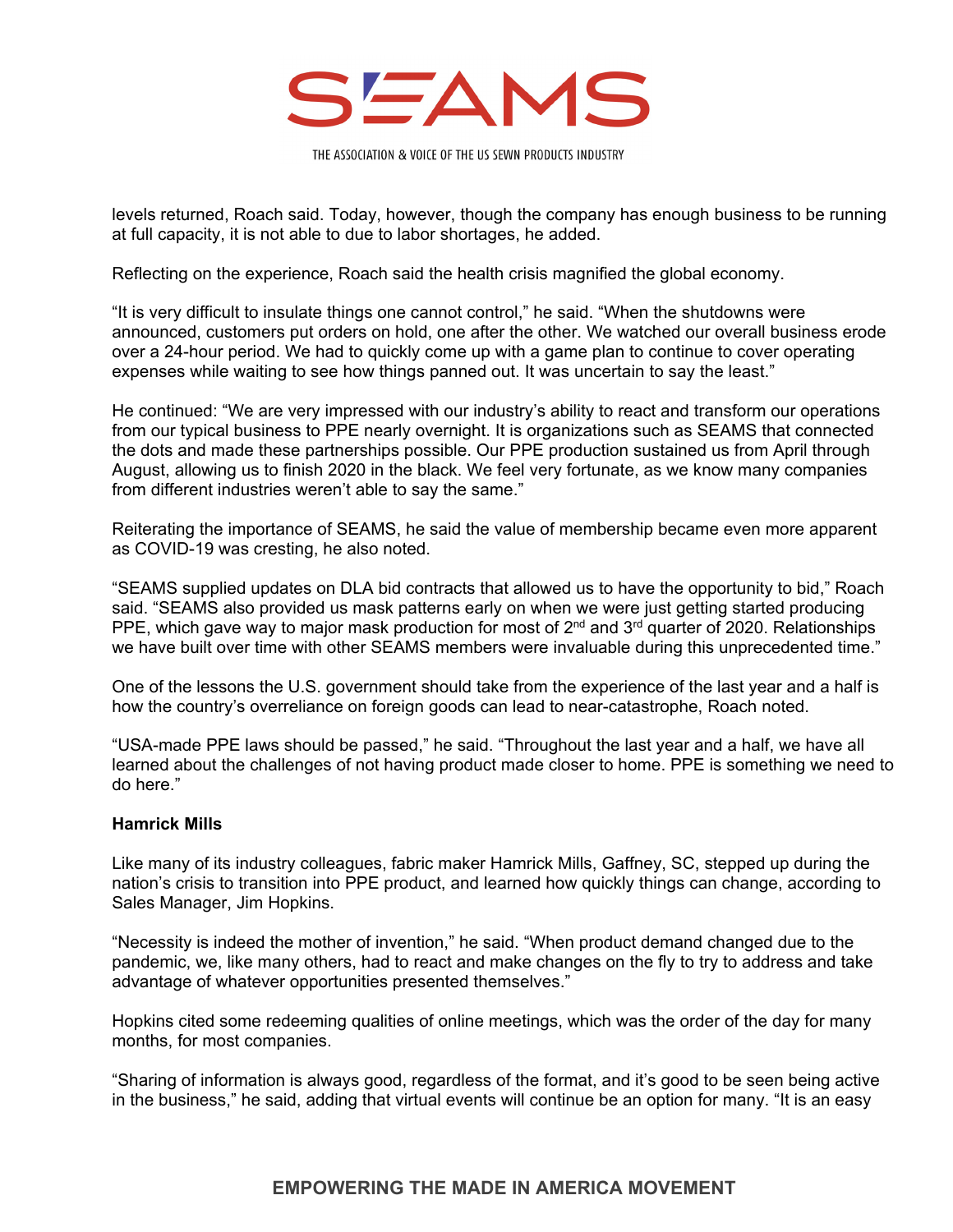levels returned, Roach said. Today, however, though the company has enough business to be running at full capacity, it is not able to due to labor shortages, he added.

Reflecting on the experience, Roach said the health crisis magnified the global economy.

“It is very difficult to insulate things one cannot control,” he said. “When the shutdowns were announced, customers put orders on hold, one after the other. We watched our overall business erode over a 24-hour period. We had to quickly come up with a game plan to continue to cover operating expenses while waiting to see how things panned out. It was uncertain to say the least.”

He continued: “We are very impressed with our industry’s ability to react and transform our operations from our typical business to PPE nearly overnight. It is organizations such as SEAMS that connected the dots and made these partnerships possible. Our PPE production sustained us from April through August, allowing us to finish 2020 in the black. We feel very fortunate, as we know many companies from different industries weren’t able to say the same.”

Reiterating the importance of SEAMS, he said the value of membership became even more apparent as COVID-19 was cresting, he also noted.

“SEAMS supplied updates on DLA bid contracts that allowed us to have the opportunity to bid,” Roach said. “SEAMS also provided us mask patterns early on when we were just getting started producing PPE, which gave way to major mask production for most of 2nd and 3rd quarter of 2020. Relationships we have built over time with other SEAMS members were invaluable during this unprecedented time.”

One of the lessons the U.S. government should take from the experience of the last year and a half is how the country’s overreliance on foreign goods can lead to near-catastrophe, Roach noted.

“USA-made PPE laws should be passed,” he said. “Throughout the last year and a half, we have all learned about the challenges of not having product made closer to home. PPE is something we need to do here.”

**Hamrick Mills**

Like many of its industry colleagues, fabric maker Hamrick Mills, Gaffney, SC, stepped up during the nation’s crisis to transition into PPE product, and learned how quickly things can change, according to Sales Manager, Jim Hopkins.

“Necessity is indeed the mother of invention,” he said. “When product demand changed due to the pandemic, we, like many others, had to react and make changes on the fly to try to address and take advantage of whatever opportunities presented themselves.”

Hopkins cited some redeeming qualities of online meetings, which was the order of the day for many months, for most companies.

“Sharing of information is always good, regardless of the format, and it’s good to be seen being active in the business,” he said, adding that virtual events will continue be an option for many. “It is an easy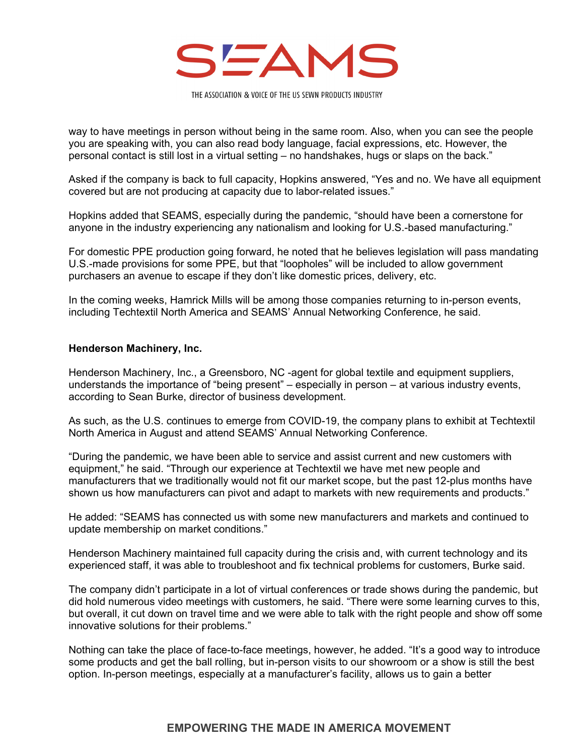way to have meetings in person without being in the same room. Also, when you can see the people you are speaking with, you can also read body language, facial expressions, etc. However, the personal contact is still lost in a virtual setting – no handshakes, hugs or slaps on the back."

Asked if the company is back to full capacity, Hopkins answered, "Yes and no. We have all equipment covered but are not producing at capacity due to labor-related issues."

Hopkins added that SEAMS, especially during the pandemic, "should have been a cornerstone for anyone in the industry experiencing any nationalism and looking for U.S.-based manufacturing."

For domestic PPE production going forward, he noted that he believes legislation will pass mandating U.S.-made provisions for some PPE, but that "loopholes" will be included to allow government purchasers an avenue to escape if they don't like domestic prices, delivery, etc.

In the coming weeks, Hamrick Mills will be among those companies returning to in-person events, including Techtextil North America and SEAMS' Annual Networking Conference, he said.

**Henderson Machinery, Inc.**

Henderson Machinery, Inc., a Greensboro, NC -agent for global textile and equipment suppliers, understands the importance of "being present" – especially in person – at various industry events, according to Sean Burke, director of business development.

As such, as the U.S. continues to emerge from COVID-19, the company plans to exhibit at Techtextil North America in August and attend SEAMS' Annual Networking Conference.

"During the pandemic, we have been able to service and assist current and new customers with equipment," he said. "Through our experience at Techtextil we have met new people and manufacturers that we traditionally would not fit our market scope, but the past 12-plus months have shown us how manufacturers can pivot and adapt to markets with new requirements and products."

He added: "SEAMS has connected us with some new manufacturers and markets and continued to update membership on market conditions."

Henderson Machinery maintained full capacity during the crisis and, with current technology and its experienced staff, it was able to troubleshoot and fix technical problems for customers, Burke said.

The company didn't participate in a lot of virtual conferences or trade shows during the pandemic, but did hold numerous video meetings with customers, he said. "There were some learning curves to this, but overall, it cut down on travel time and we were able to talk with the right people and show off some innovative solutions for their problems."

Nothing can take the place of face-to-face meetings, however, he added. "It's a good way to introduce some products and get the ball rolling, but in-person visits to our showroom or a show is still the best option. In-person meetings, especially at a manufacturer's facility, allows us to gain a better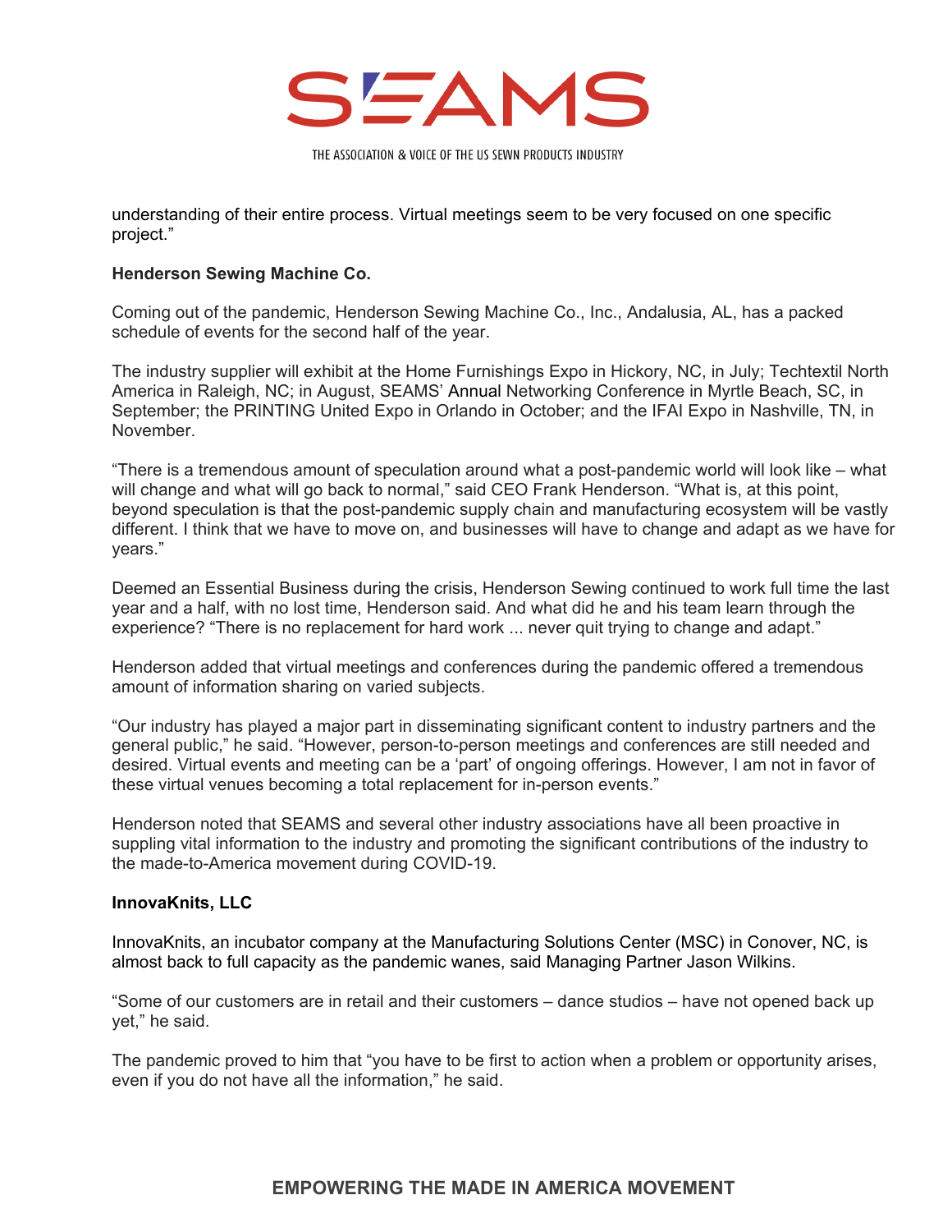understanding of their entire process. Virtual meetings seem to be very focused on one specific project."

**Henderson Sewing Machine Co.**

Coming out of the pandemic, Henderson Sewing Machine Co., Inc., Andalusia, AL, has a packed schedule of events for the second half of the year.

The industry supplier will exhibit at the Home Furnishings Expo in Hickory, NC, in July; Techtextil North America in Raleigh, NC; in August, SEAMS' Annual Networking Conference in Myrtle Beach, SC, in September; the PRINTING United Expo in Orlando in October; and the IFAI Expo in Nashville, TN, in November.

"There is a tremendous amount of speculation around what a post-pandemic world will look like – what will change and what will go back to normal," said CEO Frank Henderson. "What is, at this point, beyond speculation is that the post-pandemic supply chain and manufacturing ecosystem will be vastly different. I think that we have to move on, and businesses will have to change and adapt as we have for years."

Deemed an Essential Business during the crisis, Henderson Sewing continued to work full time the last year and a half, with no lost time, Henderson said. And what did he and his team learn through the experience? "There is no replacement for hard work ... never quit trying to change and adapt."

Henderson added that virtual meetings and conferences during the pandemic offered a tremendous amount of information sharing on varied subjects.

"Our industry has played a major part in disseminating significant content to industry partners and the general public," he said. "However, person-to-person meetings and conferences are still needed and desired. Virtual events and meeting can be a 'part' of ongoing offerings. However, I am not in favor of these virtual venues becoming a total replacement for in-person events."

Henderson noted that SEAMS and several other industry associations have all been proactive in suppling vital information to the industry and promoting the significant contributions of the industry to the made-to-America movement during COVID-19.

**InnovaKnits, LLC**

InnovaKnits, an incubator company at the Manufacturing Solutions Center (MSC) in Conover, NC, is almost back to full capacity as the pandemic wanes, said Managing Partner Jason Wilkins.

"Some of our customers are in retail and their customers – dance studios – have not opened back up yet," he said.

The pandemic proved to him that "you have to be first to action when a problem or opportunity arises, even if you do not have all the information," he said.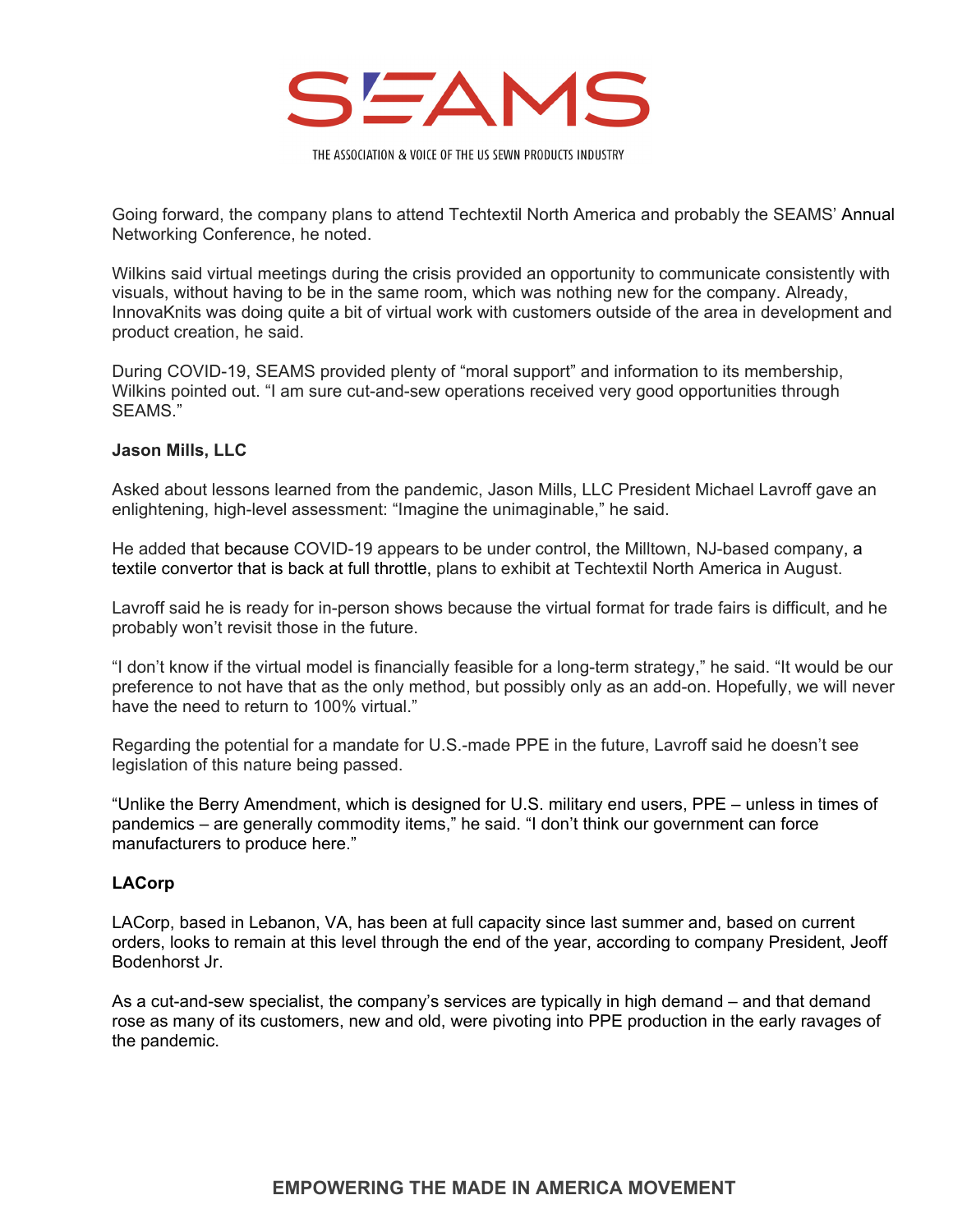Going forward, the company plans to attend Techtextil North America and probably the SEAMS' Annual Networking Conference, he noted.

Wilkins said virtual meetings during the crisis provided an opportunity to communicate consistently with visuals, without having to be in the same room, which was nothing new for the company. Already, InnovaKnits was doing quite a bit of virtual work with customers outside of the area in development and product creation, he said.

During COVID-19, SEAMS provided plenty of "moral support" and information to its membership, Wilkins pointed out. "I am sure cut-and-sew operations received very good opportunities through SEAMS."

**Jason Mills, LLC**

Asked about lessons learned from the pandemic, Jason Mills, LLC President Michael Lavroff gave an enlightening, high-level assessment: "Imagine the unimaginable," he said.

He added that because COVID-19 appears to be under control, the Milltown, NJ-based company, a textile convertor that is back at full throttle, plans to exhibit at Techtextil North America in August.

Lavroff said he is ready for in-person shows because the virtual format for trade fairs is difficult, and he probably won't revisit those in the future.

"I don't know if the virtual model is financially feasible for a long-term strategy," he said. "It would be our preference to not have that as the only method, but possibly only as an add-on. Hopefully, we will never have the need to return to 100% virtual."

Regarding the potential for a mandate for U.S.-made PPE in the future, Lavroff said he doesn't see legislation of this nature being passed.

"Unlike the Berry Amendment, which is designed for U.S. military end users, PPE – unless in times of pandemics – are generally commodity items," he said. "I don't think our government can force manufacturers to produce here."

**LACorp**

LACorp, based in Lebanon, VA, has been at full capacity since last summer and, based on current orders, looks to remain at this level through the end of the year, according to company President, Jeoff Bodenhorst Jr.

As a cut-and-sew specialist, the company's services are typically in high demand – and that demand rose as many of its customers, new and old, were pivoting into PPE production in the early ravages of the pandemic.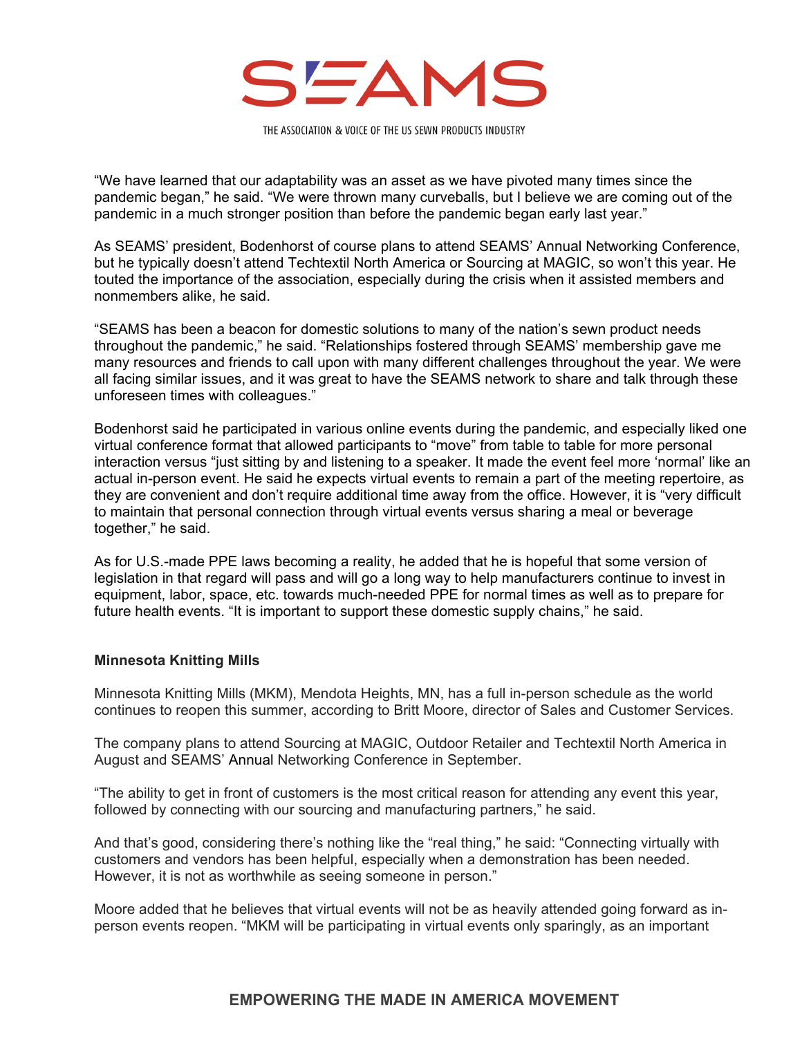"We have learned that our adaptability was an asset as we have pivoted many times since the pandemic began," he said. "We were thrown many curveballs, but I believe we are coming out of the pandemic in a much stronger position than before the pandemic began early last year."

As SEAMS' president, Bodenhorst of course plans to attend SEAMS' Annual Networking Conference, but he typically doesn't attend Techtextil North America or Sourcing at MAGIC, so won't this year. He touted the importance of the association, especially during the crisis when it assisted members and nonmembers alike, he said.

"SEAMS has been a beacon for domestic solutions to many of the nation's sewn product needs throughout the pandemic," he said. "Relationships fostered through SEAMS' membership gave me many resources and friends to call upon with many different challenges throughout the year. We were all facing similar issues, and it was great to have the SEAMS network to share and talk through these unforeseen times with colleagues."

Bodenhorst said he participated in various online events during the pandemic, and especially liked one virtual conference format that allowed participants to "move" from table to table for more personal interaction versus "just sitting by and listening to a speaker. It made the event feel more 'normal' like an actual in-person event. He said he expects virtual events to remain a part of the meeting repertoire, as they are convenient and don't require additional time away from the office. However, it is "very difficult to maintain that personal connection through virtual events versus sharing a meal or beverage together," he said.

As for U.S.-made PPE laws becoming a reality, he added that he is hopeful that some version of legislation in that regard will pass and will go a long way to help manufacturers continue to invest in equipment, labor, space, etc. towards much-needed PPE for normal times as well as to prepare for future health events. "It is important to support these domestic supply chains," he said.

**Minnesota Knitting Mills**

Minnesota Knitting Mills (MKM), Mendota Heights, MN, has a full in-person schedule as the world continues to reopen this summer, according to Britt Moore, director of Sales and Customer Services.

The company plans to attend Sourcing at MAGIC, Outdoor Retailer and Techtextil North America in August and SEAMS' Annual Networking Conference in September.

"The ability to get in front of customers is the most critical reason for attending any event this year, followed by connecting with our sourcing and manufacturing partners," he said.

And that's good, considering there's nothing like the "real thing," he said: "Connecting virtually with customers and vendors has been helpful, especially when a demonstration has been needed. However, it is not as worthwhile as seeing someone in person."

Moore added that he believes that virtual events will not be as heavily attended going forward as in-person events reopen. "MKM will be participating in virtual events only sparingly, as an important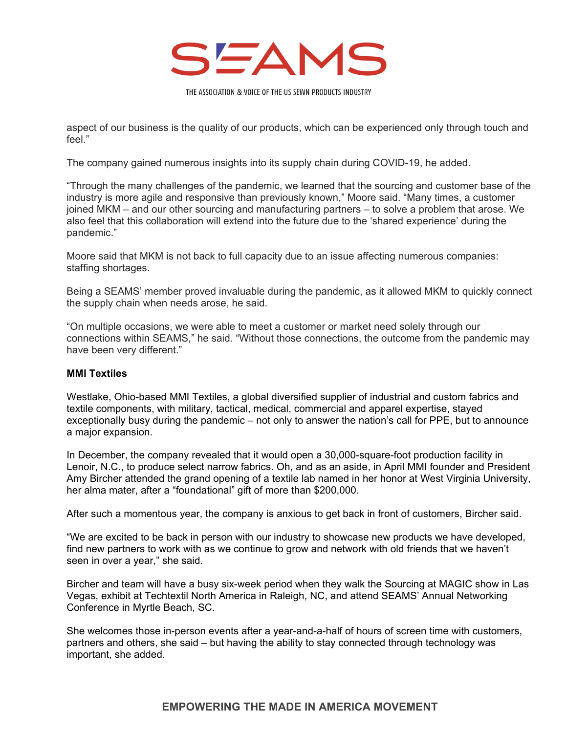aspect of our business is the quality of our products, which can be experienced only through touch and feel."

The company gained numerous insights into its supply chain during COVID-19, he added.

"Through the many challenges of the pandemic, we learned that the sourcing and customer base of the industry is more agile and responsive than previously known," Moore said. "Many times, a customer joined MKM – and our other sourcing and manufacturing partners – to solve a problem that arose. We also feel that this collaboration will extend into the future due to the 'shared experience' during the pandemic."

Moore said that MKM is not back to full capacity due to an issue affecting numerous companies: staffing shortages.

Being a SEAMS' member proved invaluable during the pandemic, as it allowed MKM to quickly connect the supply chain when needs arose, he said.

"On multiple occasions, we were able to meet a customer or market need solely through our connections within SEAMS," he said. "Without those connections, the outcome from the pandemic may have been very different."

**MMI Textiles**

Westlake, Ohio-based MMI Textiles, a global diversified supplier of industrial and custom fabrics and textile components, with military, tactical, medical, commercial and apparel expertise, stayed exceptionally busy during the pandemic – not only to answer the nation's call for PPE, but to announce a major expansion.

In December, the company revealed that it would open a 30,000-square-foot production facility in Lenoir, N.C., to produce select narrow fabrics. Oh, and as an aside, in April MMI founder and President Amy Bircher attended the grand opening of a textile lab named in her honor at West Virginia University, her alma mater, after a "foundational" gift of more than $200,000.

After such a momentous year, the company is anxious to get back in front of customers, Bircher said.

"We are excited to be back in person with our industry to showcase new products we have developed, find new partners to work with as we continue to grow and network with old friends that we haven't seen in over a year," she said.

Bircher and team will have a busy six-week period when they walk the Sourcing at MAGIC show in Las Vegas, exhibit at Techtextil North America in Raleigh, NC, and attend SEAMS' Annual Networking Conference in Myrtle Beach, SC.

She welcomes those in-person events after a year-and-a-half of hours of screen time with customers, partners and others, she said – but having the ability to stay connected through technology was important, she added.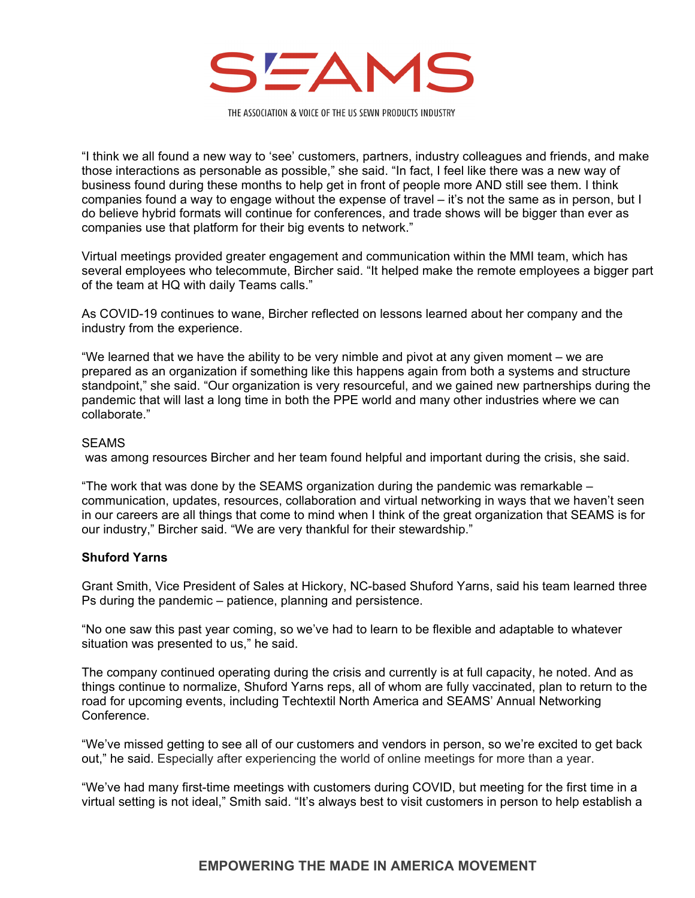"I think we all found a new way to 'see' customers, partners, industry colleagues and friends, and make those interactions as personable as possible," she said. "In fact, I feel like there was a new way of business found during these months to help get in front of people more AND still see them. I think companies found a way to engage without the expense of travel – it's not the same as in person, but I do believe hybrid formats will continue for conferences, and trade shows will be bigger than ever as companies use that platform for their big events to network."

Virtual meetings provided greater engagement and communication within the MMI team, which has several employees who telecommute, Bircher said. "It helped make the remote employees a bigger part of the team at HQ with daily Teams calls."

As COVID-19 continues to wane, Bircher reflected on lessons learned about her company and the industry from the experience.

"We learned that we have the ability to be very nimble and pivot at any given moment – we are prepared as an organization if something like this happens again from both a systems and structure standpoint," she said. "Our organization is very resourceful, and we gained new partnerships during the pandemic that will last a long time in both the PPE world and many other industries where we can collaborate."

SEAMS
was among resources Bircher and her team found helpful and important during the crisis, she said.

"The work that was done by the SEAMS organization during the pandemic was remarkable – communication, updates, resources, collaboration and virtual networking in ways that we haven't seen in our careers are all things that come to mind when I think of the great organization that SEAMS is for our industry," Bircher said. "We are very thankful for their stewardship."

**Shuford Yarns**

Grant Smith, Vice President of Sales at Hickory, NC-based Shuford Yarns, said his team learned three Ps during the pandemic – patience, planning and persistence.

"No one saw this past year coming, so we've had to learn to be flexible and adaptable to whatever situation was presented to us," he said.

The company continued operating during the crisis and currently is at full capacity, he noted. And as things continue to normalize, Shuford Yarns reps, all of whom are fully vaccinated, plan to return to the road for upcoming events, including Techtextil North America and SEAMS' Annual Networking Conference.

"We've missed getting to see all of our customers and vendors in person, so we're excited to get back out," he said. Especially after experiencing the world of online meetings for more than a year.

"We've had many first-time meetings with customers during COVID, but meeting for the first time in a virtual setting is not ideal," Smith said. "It's always best to visit customers in person to help establish a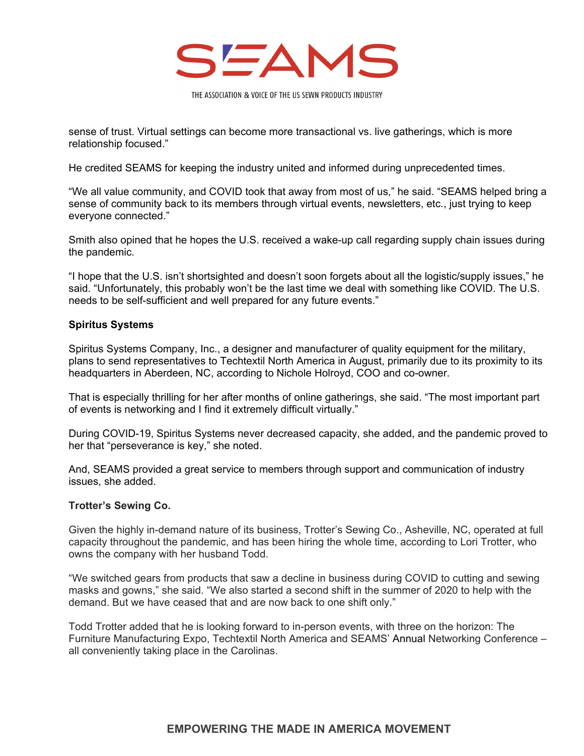sense of trust. Virtual settings can become more transactional vs. live gatherings, which is more relationship focused."

He credited SEAMS for keeping the industry united and informed during unprecedented times.

"We all value community, and COVID took that away from most of us," he said. "SEAMS helped bring a sense of community back to its members through virtual events, newsletters, etc., just trying to keep everyone connected."

Smith also opined that he hopes the U.S. received a wake-up call regarding supply chain issues during the pandemic.

"I hope that the U.S. isn't shortsighted and doesn't soon forgets about all the logistic/supply issues," he said. "Unfortunately, this probably won't be the last time we deal with something like COVID. The U.S. needs to be self-sufficient and well prepared for any future events."

**Spiritus Systems**

Spiritus Systems Company, Inc., a designer and manufacturer of quality equipment for the military, plans to send representatives to Techtextil North America in August, primarily due to its proximity to its headquarters in Aberdeen, NC, according to Nichole Holroyd, COO and co-owner.

That is especially thrilling for her after months of online gatherings, she said. "The most important part of events is networking and I find it extremely difficult virtually."

During COVID-19, Spiritus Systems never decreased capacity, she added, and the pandemic proved to her that "perseverance is key," she noted.

And, SEAMS provided a great service to members through support and communication of industry issues, she added.

**Trotter's Sewing Co.**

Given the highly in-demand nature of its business, Trotter's Sewing Co., Asheville, NC, operated at full capacity throughout the pandemic, and has been hiring the whole time, according to Lori Trotter, who owns the company with her husband Todd.

"We switched gears from products that saw a decline in business during COVID to cutting and sewing masks and gowns," she said. "We also started a second shift in the summer of 2020 to help with the demand. But we have ceased that and are now back to one shift only."

Todd Trotter added that he is looking forward to in-person events, with three on the horizon: The Furniture Manufacturing Expo, Techtextil North America and SEAMS' Annual Networking Conference – all conveniently taking place in the Carolinas.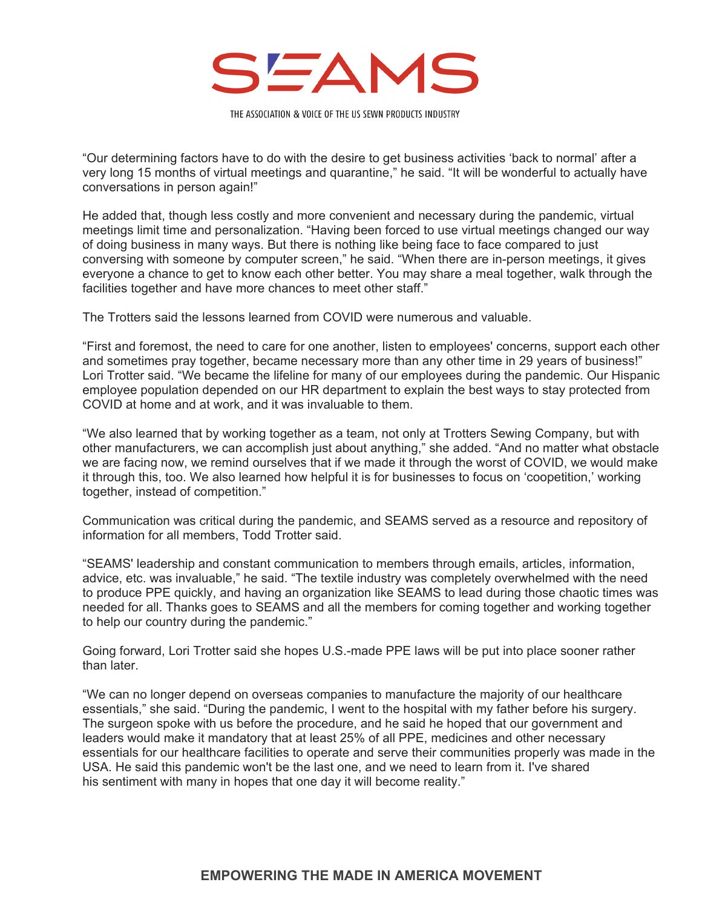“Our determining factors have to do with the desire to get business activities ‘back to normal’ after a very long 15 months of virtual meetings and quarantine,” he said. “It will be wonderful to actually have conversations in person again!”

He added that, though less costly and more convenient and necessary during the pandemic, virtual meetings limit time and personalization. “Having been forced to use virtual meetings changed our way of doing business in many ways. But there is nothing like being face to face compared to just conversing with someone by computer screen,” he said. “When there are in-person meetings, it gives everyone a chance to get to know each other better. You may share a meal together, walk through the facilities together and have more chances to meet other staff.”

The Trotters said the lessons learned from COVID were numerous and valuable.

“First and foremost, the need to care for one another, listen to employees' concerns, support each other and sometimes pray together, became necessary more than any other time in 29 years of business!” Lori Trotter said. “We became the lifeline for many of our employees during the pandemic. Our Hispanic employee population depended on our HR department to explain the best ways to stay protected from COVID at home and at work, and it was invaluable to them.

“We also learned that by working together as a team, not only at Trotters Sewing Company, but with other manufacturers, we can accomplish just about anything,” she added. “And no matter what obstacle we are facing now, we remind ourselves that if we made it through the worst of COVID, we would make it through this, too. We also learned how helpful it is for businesses to focus on ‘coopetition,’ working together, instead of competition.”

Communication was critical during the pandemic, and SEAMS served as a resource and repository of information for all members, Todd Trotter said.

“SEAMS' leadership and constant communication to members through emails, articles, information, advice, etc. was invaluable,” he said. “The textile industry was completely overwhelmed with the need to produce PPE quickly, and having an organization like SEAMS to lead during those chaotic times was needed for all. Thanks goes to SEAMS and all the members for coming together and working together to help our country during the pandemic.”

Going forward, Lori Trotter said she hopes U.S.-made PPE laws will be put into place sooner rather than later.

“We can no longer depend on overseas companies to manufacture the majority of our healthcare essentials,” she said. “During the pandemic, I went to the hospital with my father before his surgery. The surgeon spoke with us before the procedure, and he said he hoped that our government and leaders would make it mandatory that at least 25% of all PPE, medicines and other necessary essentials for our healthcare facilities to operate and serve their communities properly was made in the USA. He said this pandemic won't be the last one, and we need to learn from it. I've shared his sentiment with many in hopes that one day it will become reality.”